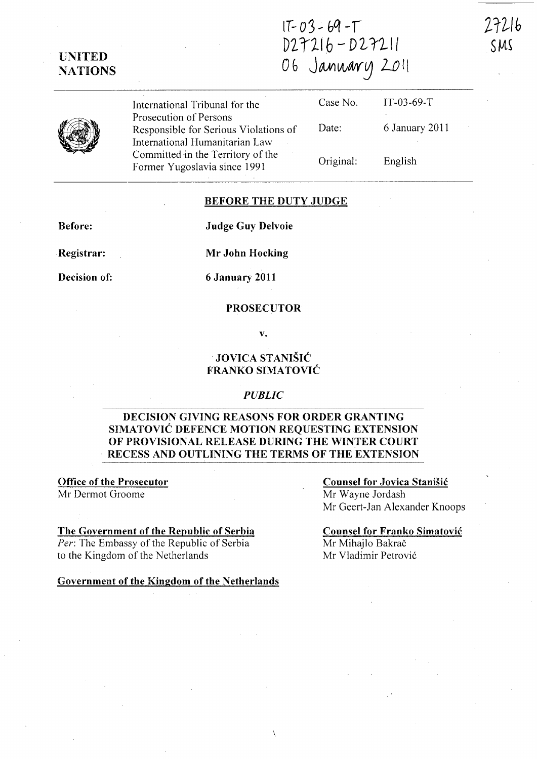IT-03-69-T
D27216 - D27211
06 January 2011

27216
SMS

**UNITED NATIONS**

| International Tribunal for the Prosecution of Persons Responsible for Serious Violations of International Humanitarian Law Committed in the Territory of the Former Yugoslavia since 1991 | Case No. | IT-03-69-T |
|---|---|---|
| | Date: | 6 January 2011 |
| | Original: | English |

## BEFORE THE DUTY JUDGE

**Before:** **Judge Guy Delvoie**

**Registrar:** **Mr John Hocking**

**Decision of:** **6 January 2011**

**PROSECUTOR**

**v.**

**JOVICA STANIŠIĆ**
**FRANKO SIMATOVIĆ**

*PUBLIC*

## DECISION GIVING REASONS FOR ORDER GRANTING SIMATOVIĆ DEFENCE MOTION REQUESTING EXTENSION OF PROVISIONAL RELEASE DURING THE WINTER COURT RECESS AND OUTLINING THE TERMS OF THE EXTENSION

**Office of the Prosecutor**
Mr Dermot Groome

**The Government of the Republic of Serbia**
*Per*: The Embassy of the Republic of Serbia to the Kingdom of the Netherlands

**Government of the Kingdom of the Netherlands**

**Counsel for Jovica Stanišić**
Mr Wayne Jordash
Mr Geert-Jan Alexander Knoops

**Counsel for Franko Simatović**
Mr Mihajlo Bakrač
Mr Vladimir Petrović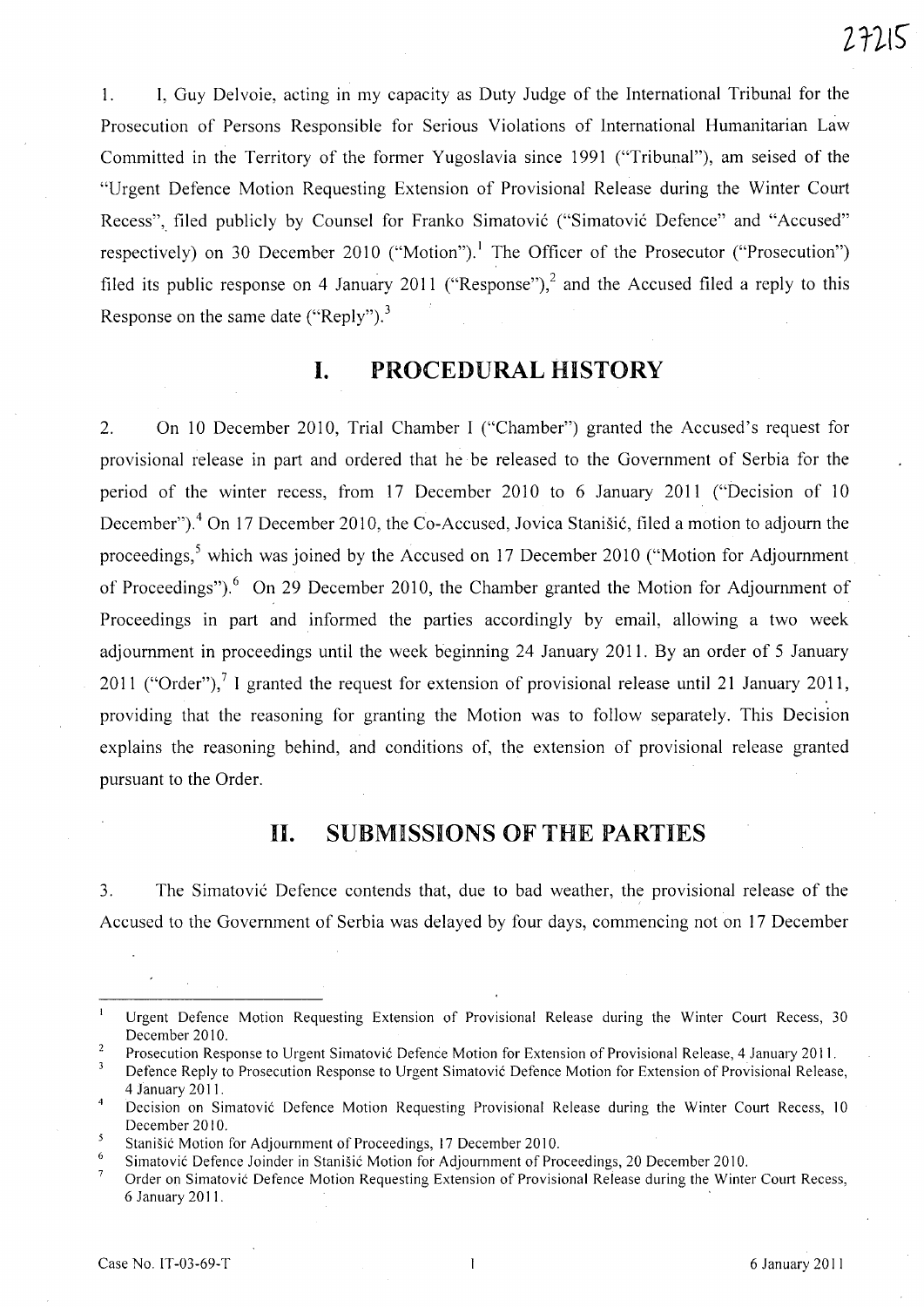1. I, Guy Delvoie, acting in my capacity as Duty Judge of the International Tribunal for the Prosecution of Persons Responsible for Serious Violations of International Humanitarian Law Committed in the Territory of the former Yugoslavia since 1991 ("Tribunal"), am seised of the "Urgent Defence Motion Requesting Extension of Provisional Release during the Winter Court Recess", filed publicly by Counsel for Franko Simatović ("Simatović Defence" and "Accused" respectively) on 30 December 2010 ("Motion").[1] The Officer of the Prosecutor ("Prosecution") filed its public response on 4 January 2011 ("Response"),[2] and the Accused filed a reply to this Response on the same date ("Reply").[3]

# I. PROCEDURAL HISTORY

2. On 10 December 2010, Trial Chamber I ("Chamber") granted the Accused's request for provisional release in part and ordered that he be released to the Government of Serbia for the period of the winter recess, from 17 December 2010 to 6 January 2011 ("Decision of 10 December").[4] On 17 December 2010, the Co-Accused, Jovica Stanišić, filed a motion to adjourn the proceedings,[5] which was joined by the Accused on 17 December 2010 ("Motion for Adjournment of Proceedings").[6] On 29 December 2010, the Chamber granted the Motion for Adjournment of Proceedings in part and informed the parties accordingly by email, allowing a two week adjournment in proceedings until the week beginning 24 January 2011. By an order of 5 January 2011 ("Order"),[7] I granted the request for extension of provisional release until 21 January 2011, providing that the reasoning for granting the Motion was to follow separately. This Decision explains the reasoning behind, and conditions of, the extension of provisional release granted pursuant to the Order.

# II. SUBMISSIONS OF THE PARTIES

3. The Simatović Defence contends that, due to bad weather, the provisional release of the Accused to the Government of Serbia was delayed by four days, commencing not on 17 December

---

[1] Urgent Defence Motion Requesting Extension of Provisional Release during the Winter Court Recess, 30 December 2010.

[2] Prosecution Response to Urgent Simatović Defence Motion for Extension of Provisional Release, 4 January 2011.

[3] Defence Reply to Prosecution Response to Urgent Simatović Defence Motion for Extension of Provisional Release, 4 January 2011.

[4] Decision on Simatović Defence Motion Requesting Provisional Release during the Winter Court Recess, 10 December 2010.

[5] Stanišić Motion for Adjournment of Proceedings, 17 December 2010.

[6] Simatović Defence Joinder in Stanišić Motion for Adjournment of Proceedings, 20 December 2010.

[7] Order on Simatović Defence Motion Requesting Extension of Provisional Release during the Winter Court Recess, 6 January 2011.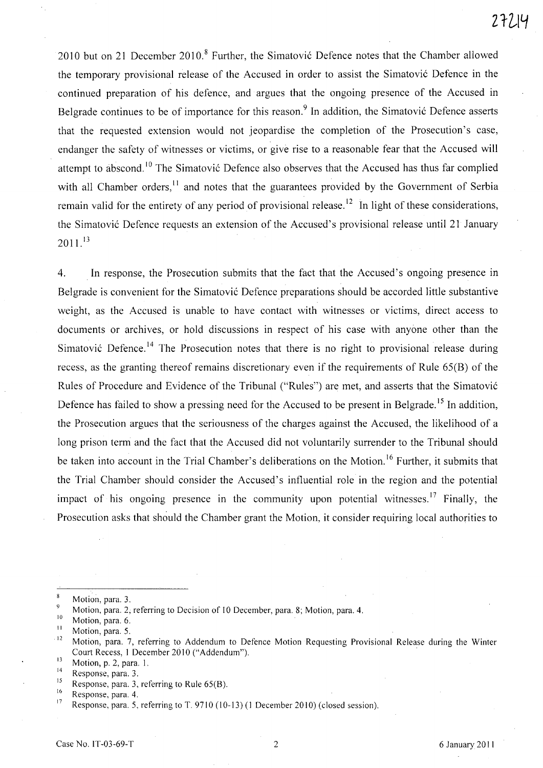2010 but on 21 December 2010.[8] Further, the Simatović Defence notes that the Chamber allowed the temporary provisional release of the Accused in order to assist the Simatović Defence in the continued preparation of his defence, and argues that the ongoing presence of the Accused in Belgrade continues to be of importance for this reason.[9] In addition, the Simatović Defence asserts that the requested extension would not jeopardise the completion of the Prosecution's case, endanger the safety of witnesses or victims, or give rise to a reasonable fear that the Accused will attempt to abscond.[10] The Simatović Defence also observes that the Accused has thus far complied with all Chamber orders,[11] and notes that the guarantees provided by the Government of Serbia remain valid for the entirety of any period of provisional release.[12] In light of these considerations, the Simatović Defence requests an extension of the Accused's provisional release until 21 January 2011.[13]

4. In response, the Prosecution submits that the fact that the Accused's ongoing presence in Belgrade is convenient for the Simatović Defence preparations should be accorded little substantive weight, as the Accused is unable to have contact with witnesses or victims, direct access to documents or archives, or hold discussions in respect of his case with anyone other than the Simatović Defence.[14] The Prosecution notes that there is no right to provisional release during recess, as the granting thereof remains discretionary even if the requirements of Rule 65(B) of the Rules of Procedure and Evidence of the Tribunal ("Rules") are met, and asserts that the Simatović Defence has failed to show a pressing need for the Accused to be present in Belgrade.[15] In addition, the Prosecution argues that the seriousness of the charges against the Accused, the likelihood of a long prison term and the fact that the Accused did not voluntarily surrender to the Tribunal should be taken into account in the Trial Chamber's deliberations on the Motion.[16] Further, it submits that the Trial Chamber should consider the Accused's influential role in the region and the potential impact of his ongoing presence in the community upon potential witnesses.[17] Finally, the Prosecution asks that should the Chamber grant the Motion, it consider requiring local authorities to

---

[8] Motion, para. 3.

[9] Motion, para. 2, referring to Decision of 10 December, para. 8; Motion, para. 4.

[10] Motion, para. 6.

[11] Motion, para. 5.

[12] Motion, para. 7, referring to Addendum to Defence Motion Requesting Provisional Release during the Winter Court Recess, 1 December 2010 ("Addendum").

[13] Motion, p. 2, para. 1.

[14] Response, para. 3.

[15] Response, para. 3, referring to Rule 65(B).

[16] Response, para. 4.

[17] Response, para. 5, referring to T. 9710 (10-13) (1 December 2010) (closed session).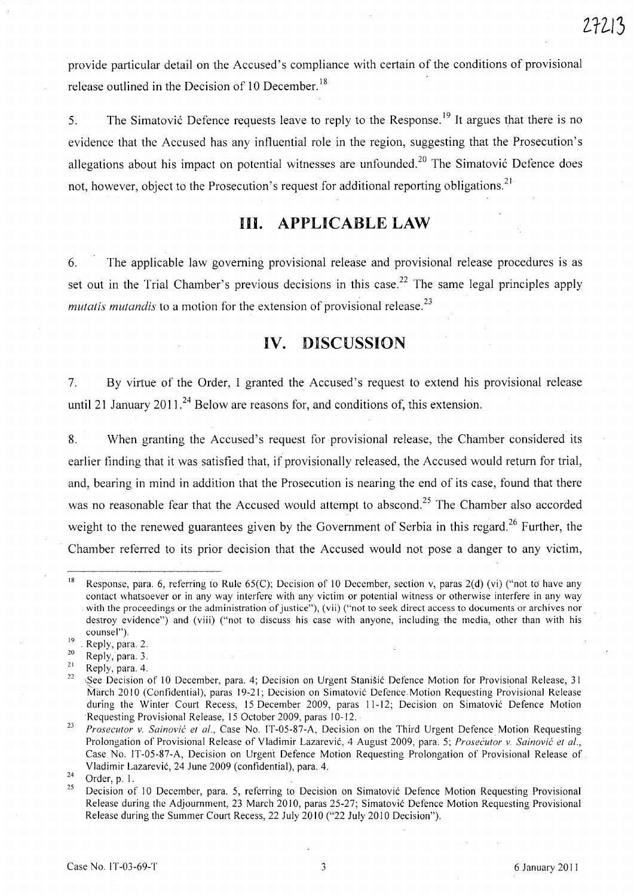provide particular detail on the Accused's compliance with certain of the conditions of provisional release outlined in the Decision of 10 December.[18]

5. The Simatović Defence requests leave to reply to the Response.[19] It argues that there is no evidence that the Accused has any influential role in the region, suggesting that the Prosecution's allegations about his impact on potential witnesses are unfounded.[20] The Simatović Defence does not, however, object to the Prosecution's request for additional reporting obligations.[21]

## III. APPLICABLE LAW

6. The applicable law governing provisional release and provisional release procedures is as set out in the Trial Chamber's previous decisions in this case.[22] The same legal principles apply *mutatis mutandis* to a motion for the extension of provisional release.[23]

## IV. DISCUSSION

7. By virtue of the Order, I granted the Accused's request to extend his provisional release until 21 January 2011.[24] Below are reasons for, and conditions of, this extension.

8. When granting the Accused's request for provisional release, the Chamber considered its earlier finding that it was satisfied that, if provisionally released, the Accused would return for trial, and, bearing in mind in addition that the Prosecution is nearing the end of its case, found that there was no reasonable fear that the Accused would attempt to abscond.[25] The Chamber also accorded weight to the renewed guarantees given by the Government of Serbia in this regard.[26] Further, the Chamber referred to its prior decision that the Accused would not pose a danger to any victim,

---

[18] Response, para. 6, referring to Rule 65(C); Decision of 10 December, section v, paras 2(d) (vi) ("not to have any contact whatsoever or in any way interfere with any victim or potential witness or otherwise interfere in any way with the proceedings or the administration of justice"), (vii) ("not to seek direct access to documents or archives nor destroy evidence") and (viii) ("not to discuss his case with anyone, including the media, other than with his counsel").

[19] Reply, para. 2.

[20] Reply, para. 3.

[21] Reply, para. 4.

[22] See Decision of 10 December, para. 4; Decision on Urgent Stanišić Defence Motion for Provisional Release, 31 March 2010 (Confidential), paras 19-21; Decision on Simatović Defence Motion Requesting Provisional Release during the Winter Court Recess, 15 December 2009, paras 11-12; Decision on Simatović Defence Motion Requesting Provisional Release, 15 October 2009, paras 10-12.

[23] *Prosecutor v. Sainović et al.*, Case No. IT-05-87-A, Decision on the Third Urgent Defence Motion Requesting Prolongation of Provisional Release of Vladimir Lazarević, 4 August 2009, para. 5; *Prosecutor v. Sainović et al.*, Case No. IT-05-87-A, Decision on Urgent Defence Motion Requesting Prolongation of Provisional Release of Vladimir Lazarević, 24 June 2009 (confidential), para. 4.

[24] Order, p. 1.

[25] Decision of 10 December, para. 5, referring to Decision on Simatović Defence Motion Requesting Provisional Release during the Adjournment, 23 March 2010, paras 25-27; Simatović Defence Motion Requesting Provisional Release during the Summer Court Recess, 22 July 2010 ("22 July 2010 Decision").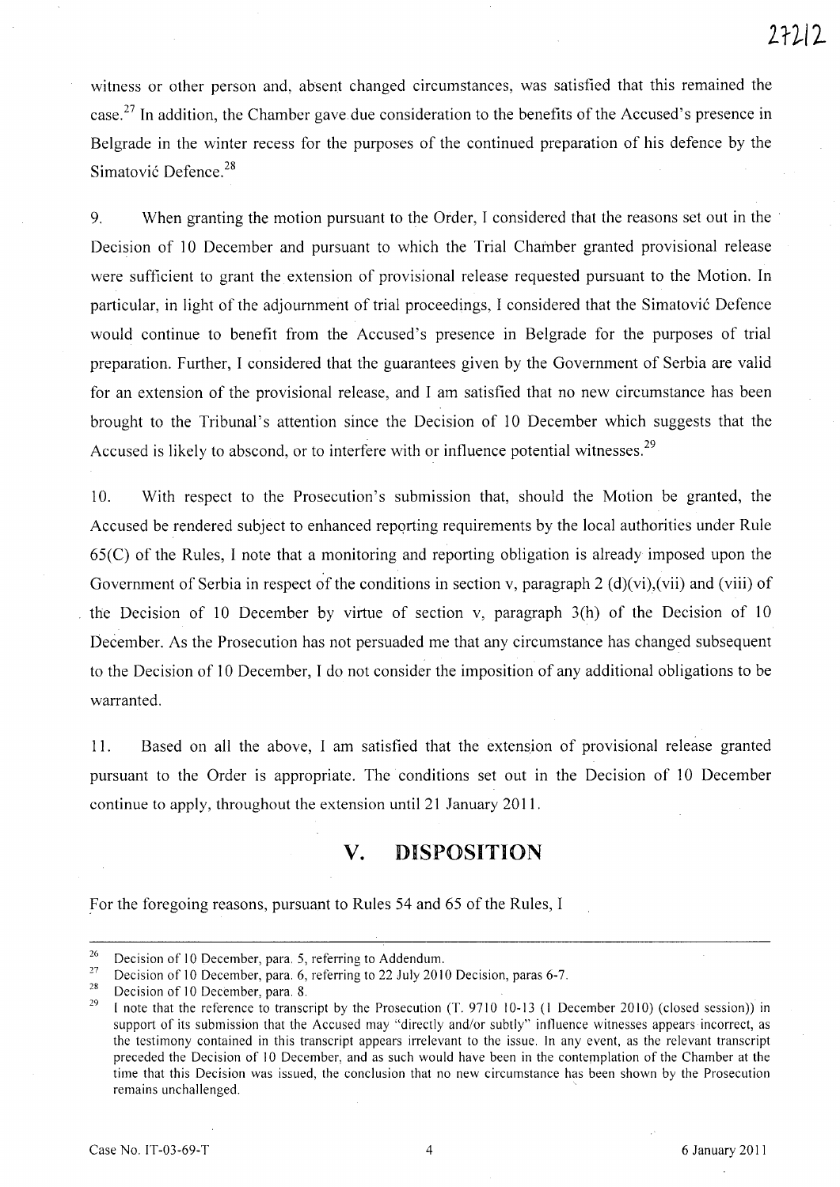witness or other person and, absent changed circumstances, was satisfied that this remained the case.[27] In addition, the Chamber gave due consideration to the benefits of the Accused's presence in Belgrade in the winter recess for the purposes of the continued preparation of his defence by the Simatović Defence.[28]

9. When granting the motion pursuant to the Order, I considered that the reasons set out in the Decision of 10 December and pursuant to which the Trial Chamber granted provisional release were sufficient to grant the extension of provisional release requested pursuant to the Motion. In particular, in light of the adjournment of trial proceedings, I considered that the Simatović Defence would continue to benefit from the Accused's presence in Belgrade for the purposes of trial preparation. Further, I considered that the guarantees given by the Government of Serbia are valid for an extension of the provisional release, and I am satisfied that no new circumstance has been brought to the Tribunal's attention since the Decision of 10 December which suggests that the Accused is likely to abscond, or to interfere with or influence potential witnesses.[29]

10. With respect to the Prosecution's submission that, should the Motion be granted, the Accused be rendered subject to enhanced reporting requirements by the local authorities under Rule 65(C) of the Rules, I note that a monitoring and reporting obligation is already imposed upon the Government of Serbia in respect of the conditions in section v, paragraph 2 (d)(vi),(vii) and (viii) of the Decision of 10 December by virtue of section v, paragraph 3(h) of the Decision of 10 December. As the Prosecution has not persuaded me that any circumstance has changed subsequent to the Decision of 10 December, I do not consider the imposition of any additional obligations to be warranted.

11. Based on all the above, I am satisfied that the extension of provisional release granted pursuant to the Order is appropriate. The conditions set out in the Decision of 10 December continue to apply, throughout the extension until 21 January 2011.

## V. DISPOSITION

For the foregoing reasons, pursuant to Rules 54 and 65 of the Rules, I

---

[26] Decision of 10 December, para. 5, referring to Addendum.

[27] Decision of 10 December, para. 6, referring to 22 July 2010 Decision, paras 6-7.

[28] Decision of 10 December, para. 8.

[29] I note that the reference to transcript by the Prosecution (T. 9710 10-13 (1 December 2010) (closed session)) in support of its submission that the Accused may "directly and/or subtly" influence witnesses appears incorrect, as the testimony contained in this transcript appears irrelevant to the issue. In any event, as the relevant transcript preceded the Decision of 10 December, and as such would have been in the contemplation of the Chamber at the time that this Decision was issued, the conclusion that no new circumstance has been shown by the Prosecution remains unchallenged.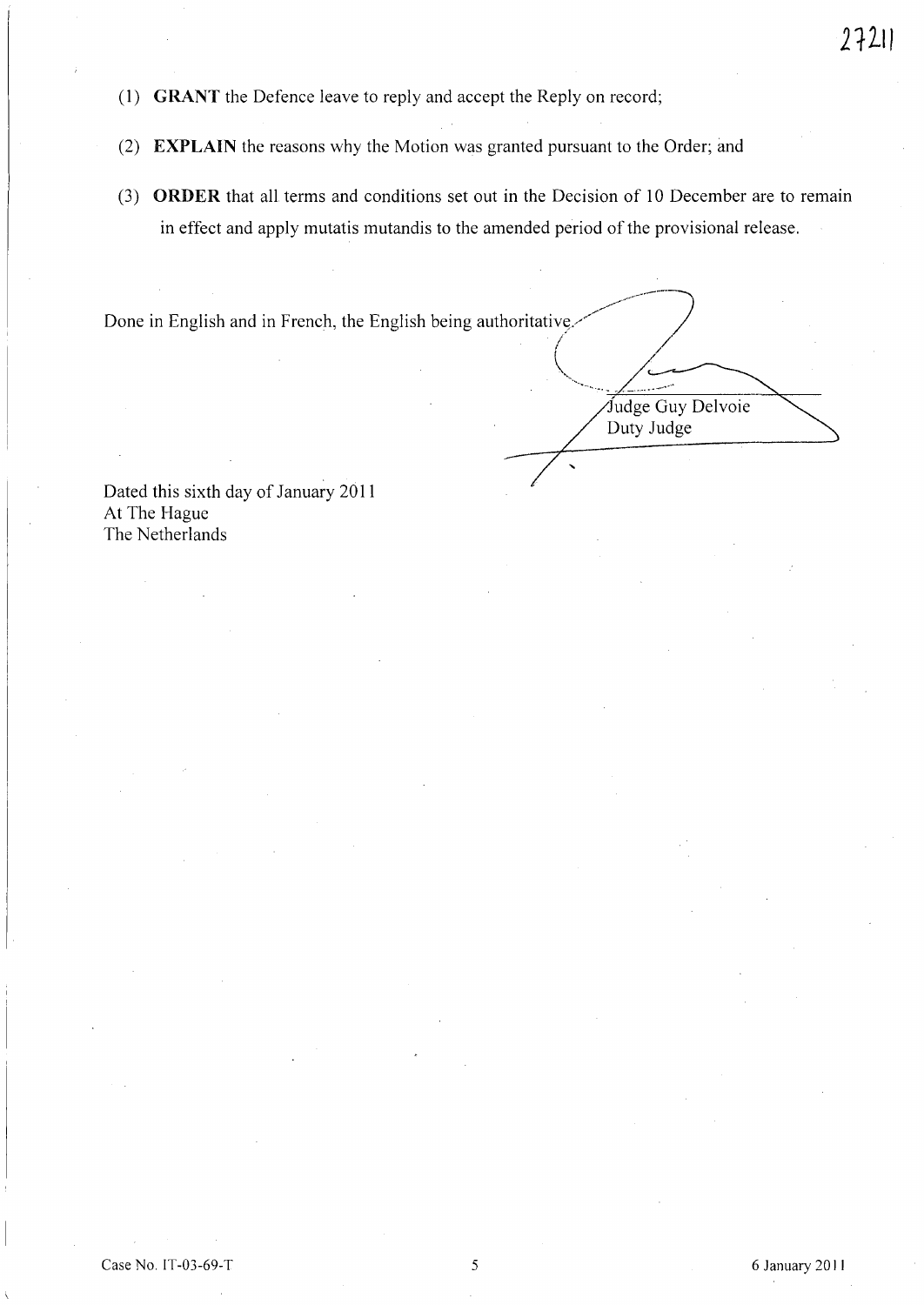(1) **GRANT** the Defence leave to reply and accept the Reply on record;

(2) **EXPLAIN** the reasons why the Motion was granted pursuant to the Order; and

(3) **ORDER** that all terms and conditions set out in the Decision of 10 December are to remain in effect and apply mutatis mutandis to the amended period of the provisional release.

Done in English and in French, the English being authoritative.

Judge Guy Delvoie
Duty Judge

Dated this sixth day of January 2011
At The Hague
The Netherlands